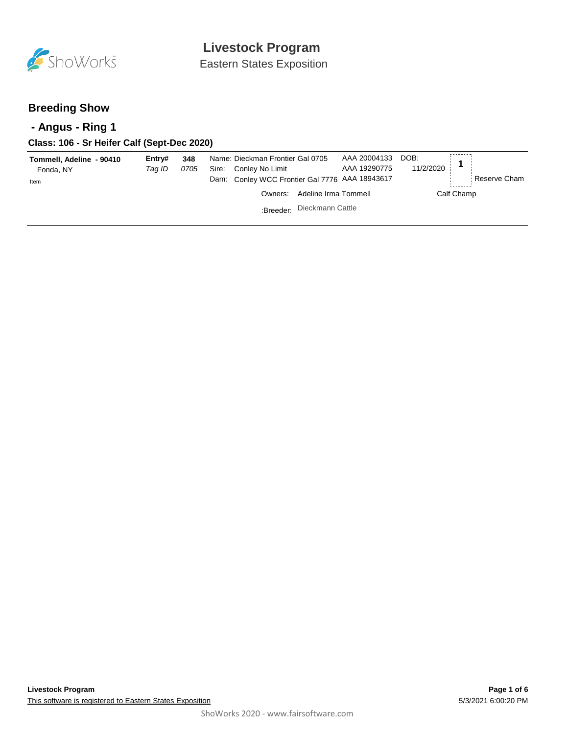# Livestock Program

Eastern States Exposition

## Breeding Show

## - Angus - Ring 1

### Class: 106 - Sr Heifer Calf (Sept-Dec 2020)

**Tommell, Adeline - 90410**
Fonda, NY
Item

**Entry#** **348**
*Tag ID* *0705*

Name: Dieckman Frontier Gal 0705 — AAA 20004133
Sire: Conley No Limit — AAA 19290775
Dam: Conley WCC Frontier Gal 7776 — AAA 18943617

DOB: 11/2/2020

**1** — Reserve Cham Calf Champ

Owners: Adeline Irma Tommell

:Breeder: Dieckmann Cattle

**Livestock Program**

This software is registered to Eastern States Exposition

5/3/2021 6:00:20 PM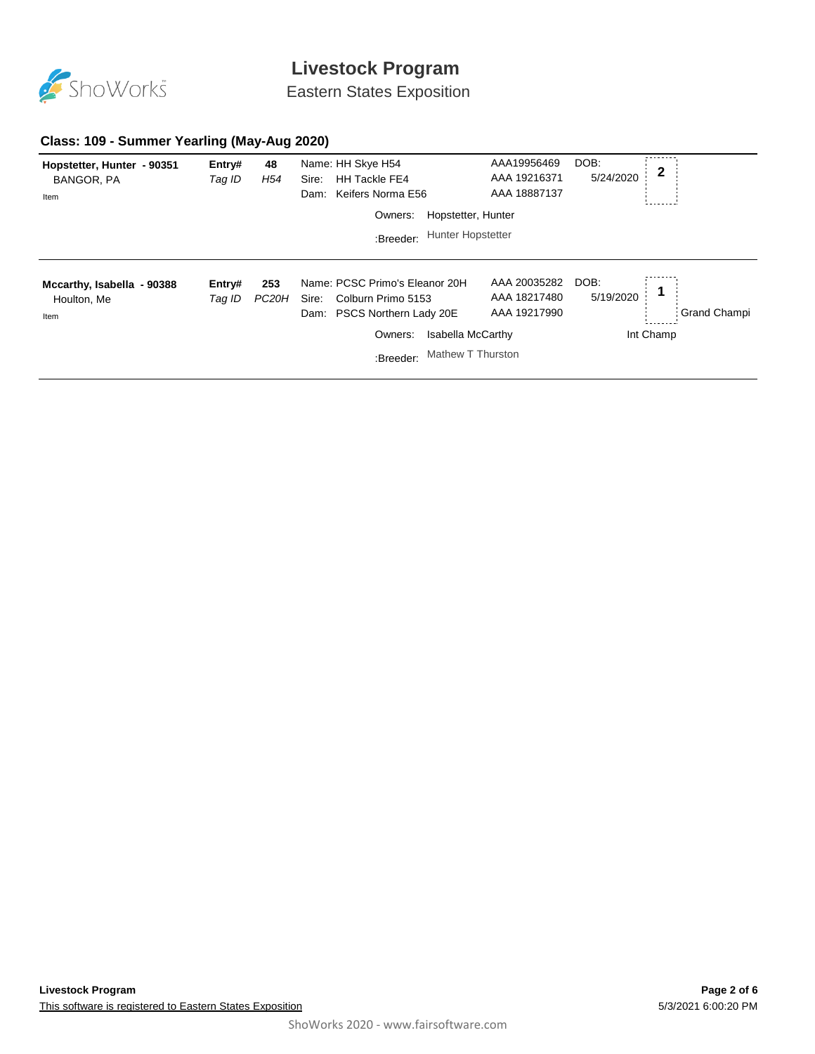# Livestock Program

Eastern States Exposition

## Class: 109 - Summer Yearling (May-Aug 2020)

| Exhibitor | Entry# / Tag ID | Animal | Registration | DOB | Placing | Award |
|---|---|---|---|---|---|---|
| **Hopstetter, Hunter - 90351**<br>BANGOR, PA<br>Item | **Entry#** 48<br>*Tag ID* *H54* | Name: HH Skye H54<br>Sire: HH Tackle FE4<br>Dam: Keifers Norma E56<br>Owners: Hopstetter, Hunter<br>:Breeder: Hunter Hopstetter | AAA19956469<br>AAA 19216371<br>AAA 18887137 | DOB: 5/24/2020 | 2 | |
| **Mccarthy, Isabella - 90388**<br>Houlton, Me<br>Item | **Entry#** 253<br>*Tag ID* *PC20H* | Name: PCSC Primo's Eleanor 20H<br>Sire: Colburn Primo 5153<br>Dam: PSCS Northern Lady 20E<br>Owners: Isabella McCarthy<br>:Breeder: Mathew T Thurston | AAA 20035282<br>AAA 18217480<br>AAA 19217990 | DOB: 5/19/2020 | 1 | Grand Champi<br>Int Champ |

**Livestock Program**

This software is registered to Eastern States Exposition

5/3/2021 6:00:20 PM

ShoWorks 2020 - www.fairsoftware.com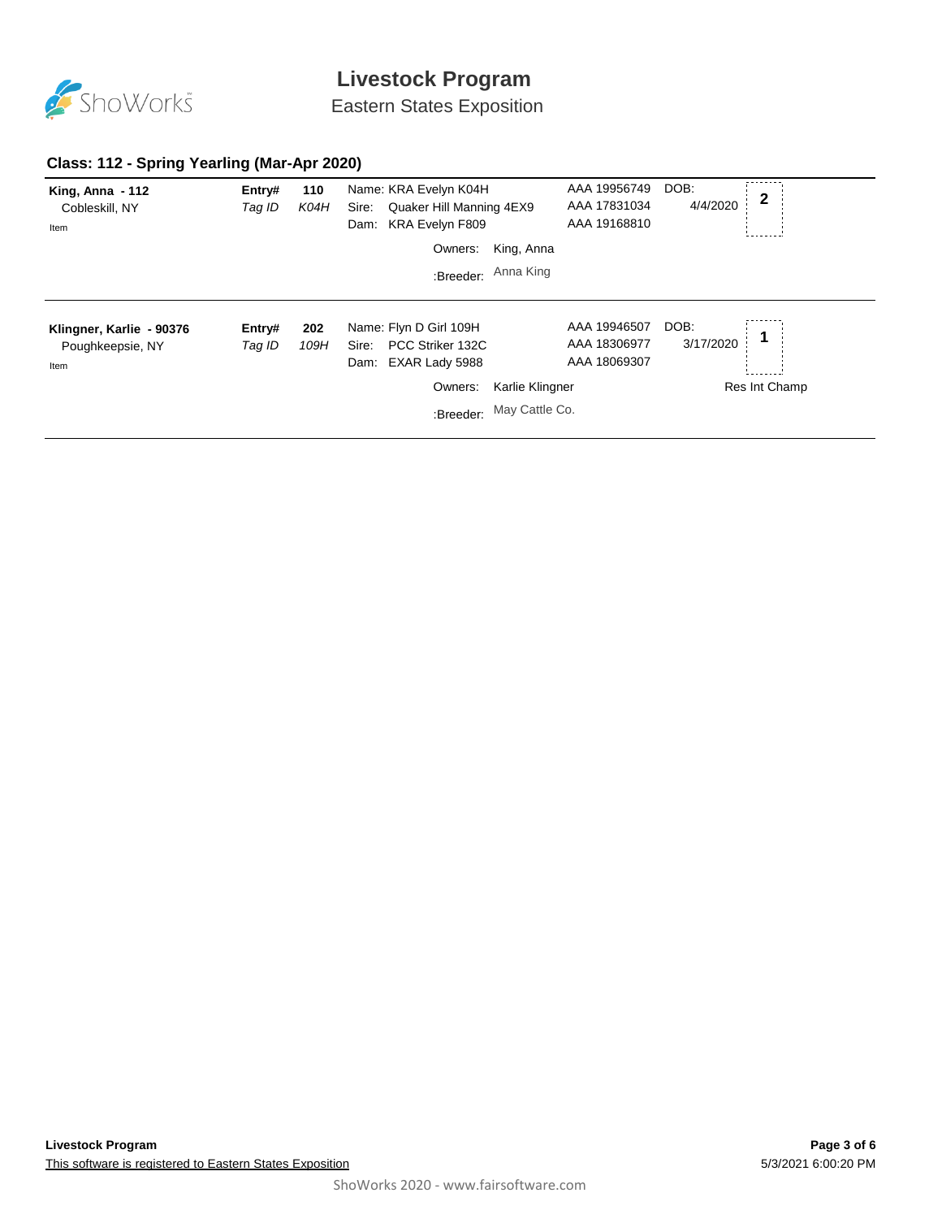# Livestock Program

Eastern States Exposition

## Class: 112 - Spring Yearling (Mar-Apr 2020)

**King, Anna - 112**
Cobleskill, NY
Item

**Entry#** 110
*Tag ID* *K04H*

Name: KRA Evelyn K04H — AAA 19956749
Sire: Quaker Hill Manning 4EX9 — AAA 17831034
Dam: KRA Evelyn F809 — AAA 19168810

DOB: 4/4/2020

Placing: **2**

Owners: King, Anna
:Breeder: Anna King

---

**Klingner, Karlie - 90376**
Poughkeepsie, NY
Item

**Entry#** 202
*Tag ID* *109H*

Name: Flyn D Girl 109H — AAA 19946507
Sire: PCC Striker 132C — AAA 18306977
Dam: EXAR Lady 5988 — AAA 18069307

DOB: 3/17/2020

Placing: **1**

Res Int Champ

Owners: Karlie Klingner
:Breeder: May Cattle Co.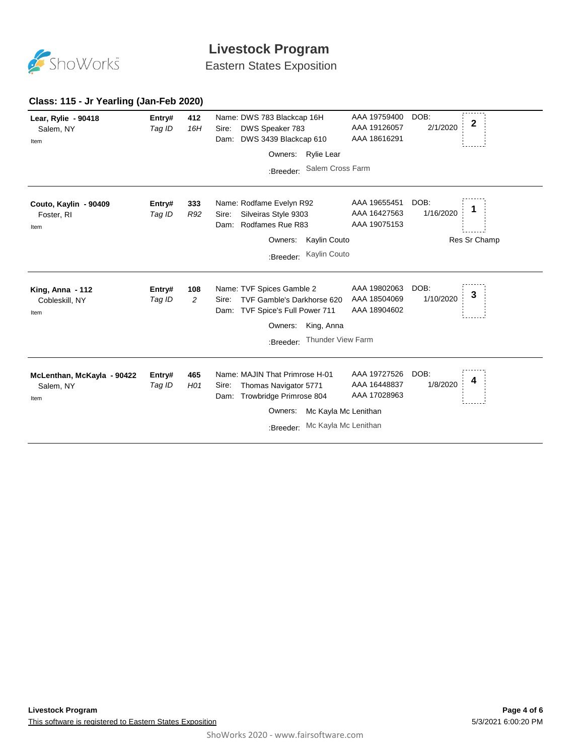# Livestock Program

## Eastern States Exposition

### Class: 115 - Jr Yearling (Jan-Feb 2020)

| Exhibitor | Entry# / Tag ID | Animal | Registration | DOB | Place |
|---|---|---|---|---|---|
| **Lear, Rylie - 90418**<br>Salem, NY<br>Item | **412**<br>*16H* | Name: DWS 783 Blackcap 16H<br>Sire: DWS Speaker 783<br>Dam: DWS 3439 Blackcap 610<br>Owners: Rylie Lear<br>:Breeder: Salem Cross Farm | AAA 19759400<br>AAA 19126057<br>AAA 18616291 | 2/1/2020 | **2** |
| **Couto, Kaylin - 90409**<br>Foster, RI<br>Item | **333**<br>*R92* | Name: Rodfame Evelyn R92<br>Sire: Silveiras Style 9303<br>Dam: Rodfames Rue R83<br>Owners: Kaylin Couto<br>:Breeder: Kaylin Couto | AAA 19655451<br>AAA 16427563<br>AAA 19075153 | 1/16/2020 | **1**<br>Res Sr Champ |
| **King, Anna - 112**<br>Cobleskill, NY<br>Item | **108**<br>*2* | Name: TVF Spices Gamble 2<br>Sire: TVF Gamble's Darkhorse 620<br>Dam: TVF Spice's Full Power 711<br>Owners: King, Anna<br>:Breeder: Thunder View Farm | AAA 19802063<br>AAA 18504069<br>AAA 18904602 | 1/10/2020 | **3** |
| **McLenthan, McKayla - 90422**<br>Salem, NY<br>Item | **465**<br>*H01* | Name: MAJIN That Primrose H-01<br>Sire: Thomas Navigator 5771<br>Dam: Trowbridge Primrose 804<br>Owners: Mc Kayla Mc Lenithan<br>:Breeder: Mc Kayla Mc Lenithan | AAA 19727526<br>AAA 16448837<br>AAA 17028963 | 1/8/2020 | **4** |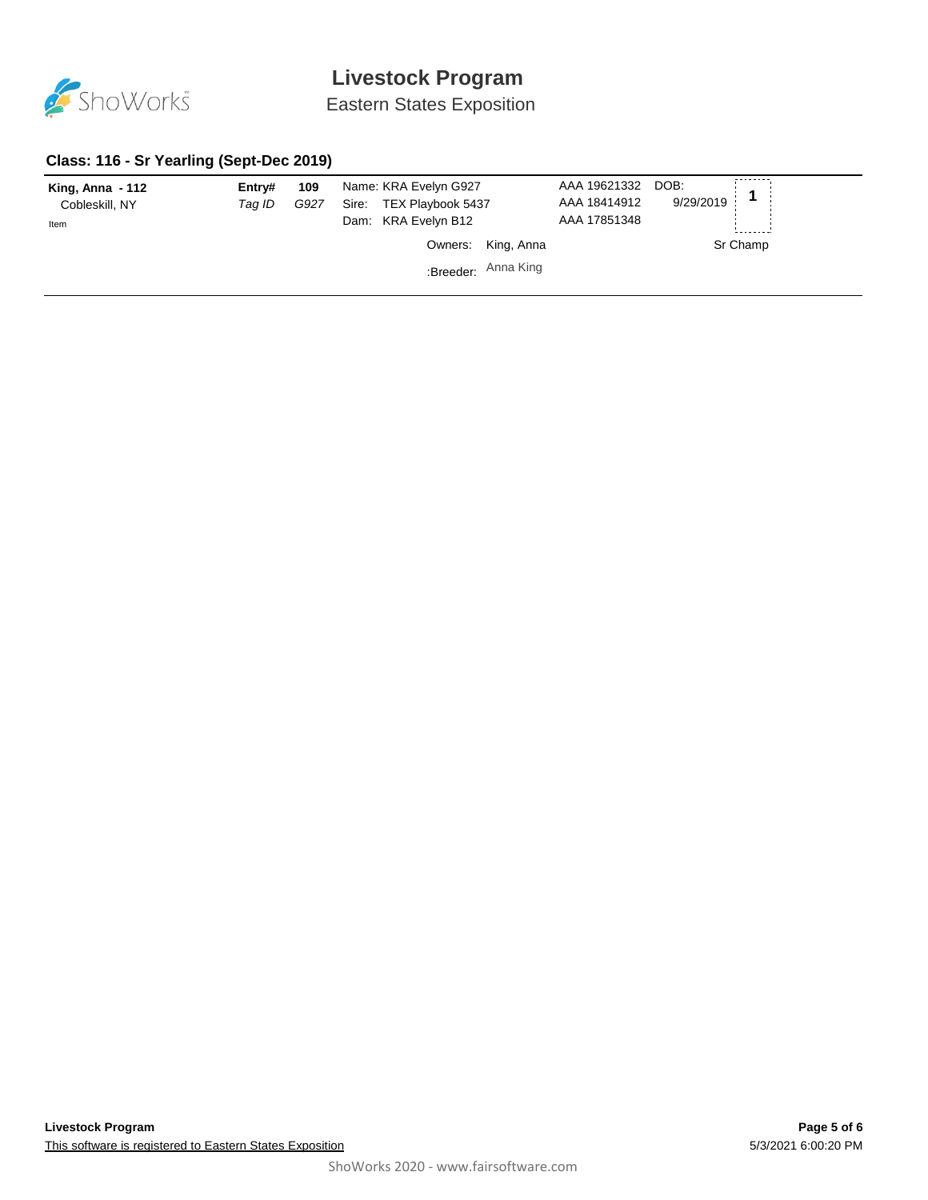# Livestock Program

Eastern States Exposition

### Class: 116 - Sr Yearling (Sept-Dec 2019)

| Exhibitor | Entry# / Tag ID | | Animal | Registration | DOB | Placing |
|---|---|---|---|---|---|---|
| **King, Anna - 112** | **Entry#** | **109** | Name: KRA Evelyn G927 | AAA 19621332 | DOB: | **1** |
| Cobleskill, NY | *Tag ID* | *G927* | Sire: TEX Playbook 5437 | AAA 18414912 | 9/29/2019 | |
| Item | | | Dam: KRA Evelyn B12 | AAA 17851348 | | |
| | | | Owners: King, Anna | | | Sr Champ |
| | | | :Breeder: Anna King | | | |

This software is registered to Eastern States Exposition

5/3/2021 6:00:20 PM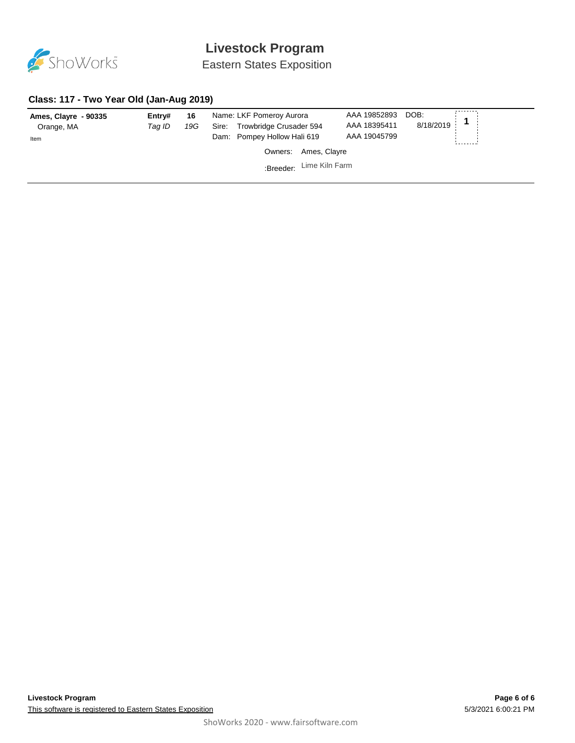# Livestock Program

Eastern States Exposition

### Class: 117 - Two Year Old (Jan-Aug 2019)

| | | | | | | |
|---|---|---|---|---|---|---|
| **Ames, Clayre - 90335** Orange, MA Item | **Entry#** *Tag ID* | **16** *19G* | Name: LKF Pomeroy Aurora<br>Sire: Trowbridge Crusader 594<br>Dam: Pompey Hollow Hali 619 | AAA 19852893<br>AAA 18395411<br>AAA 19045799 | DOB: 8/18/2019 | **1** |
| | | | Owners: Ames, Clayre<br>:Breeder: Lime Kiln Farm | | | |

**Livestock Program**

This software is registered to Eastern States Exposition

5/3/2021 6:00:21 PM

ShoWorks 2020 - www.fairsoftware.com